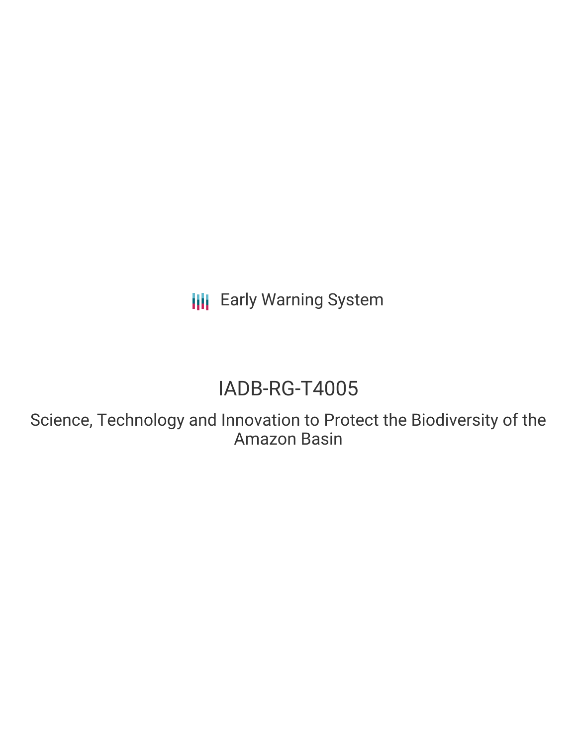Early Warning System

# IADB-RG-T4005

## Science, Technology and Innovation to Protect the Biodiversity of the Amazon Basin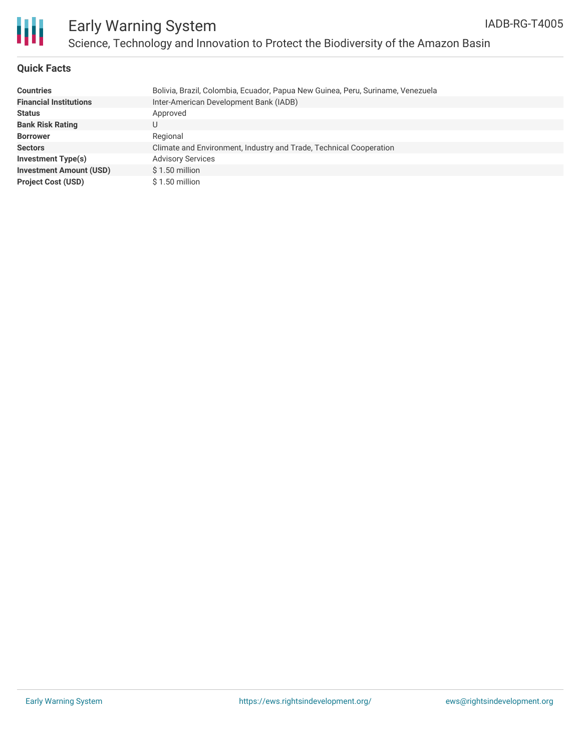# Early Warning System

## Science, Technology and Innovation to Protect the Biodiversity of the Amazon Basin

IADB-RG-T4005

### Quick Facts

| | |
|---|---|
| **Countries** | Bolivia, Brazil, Colombia, Ecuador, Papua New Guinea, Peru, Suriname, Venezuela |
| **Financial Institutions** | Inter-American Development Bank (IADB) |
| **Status** | Approved |
| **Bank Risk Rating** | U |
| **Borrower** | Regional |
| **Sectors** | Climate and Environment, Industry and Trade, Technical Cooperation |
| **Investment Type(s)** | Advisory Services |
| **Investment Amount (USD)** | $ 1.50 million |
| **Project Cost (USD)** | $ 1.50 million |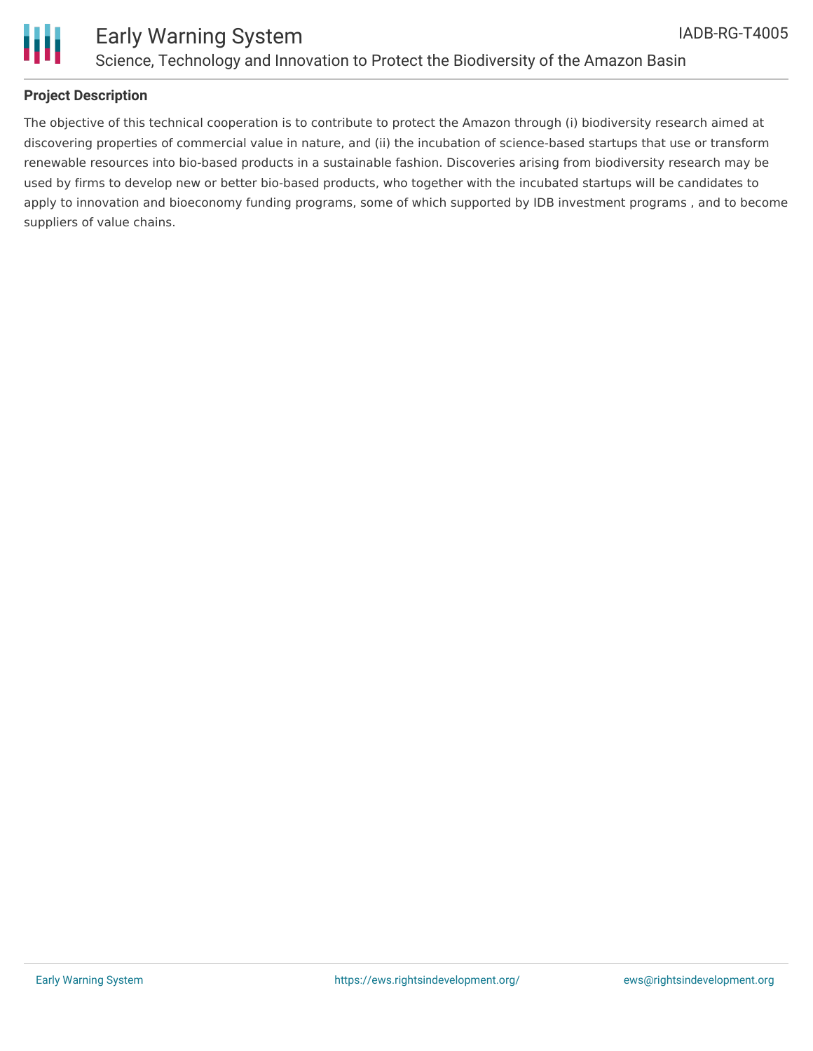## Project Description

The objective of this technical cooperation is to contribute to protect the Amazon through (i) biodiversity research aimed at discovering properties of commercial value in nature, and (ii) the incubation of science-based startups that use or transform renewable resources into bio-based products in a sustainable fashion. Discoveries arising from biodiversity research may be used by firms to develop new or better bio-based products, who together with the incubated startups will be candidates to apply to innovation and bioeconomy funding programs, some of which supported by IDB investment programs , and to become suppliers of value chains.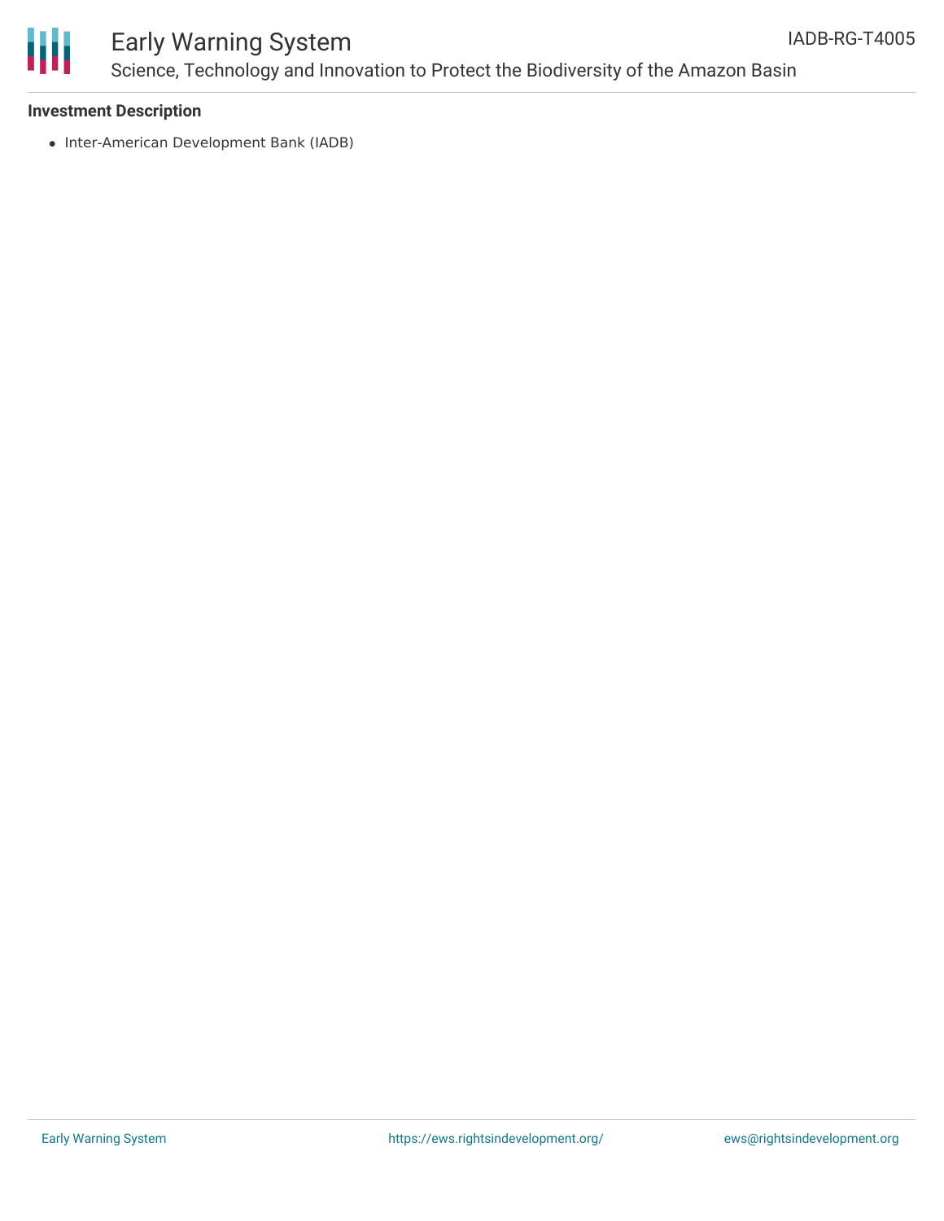**Investment Description**

- Inter-American Development Bank (IADB)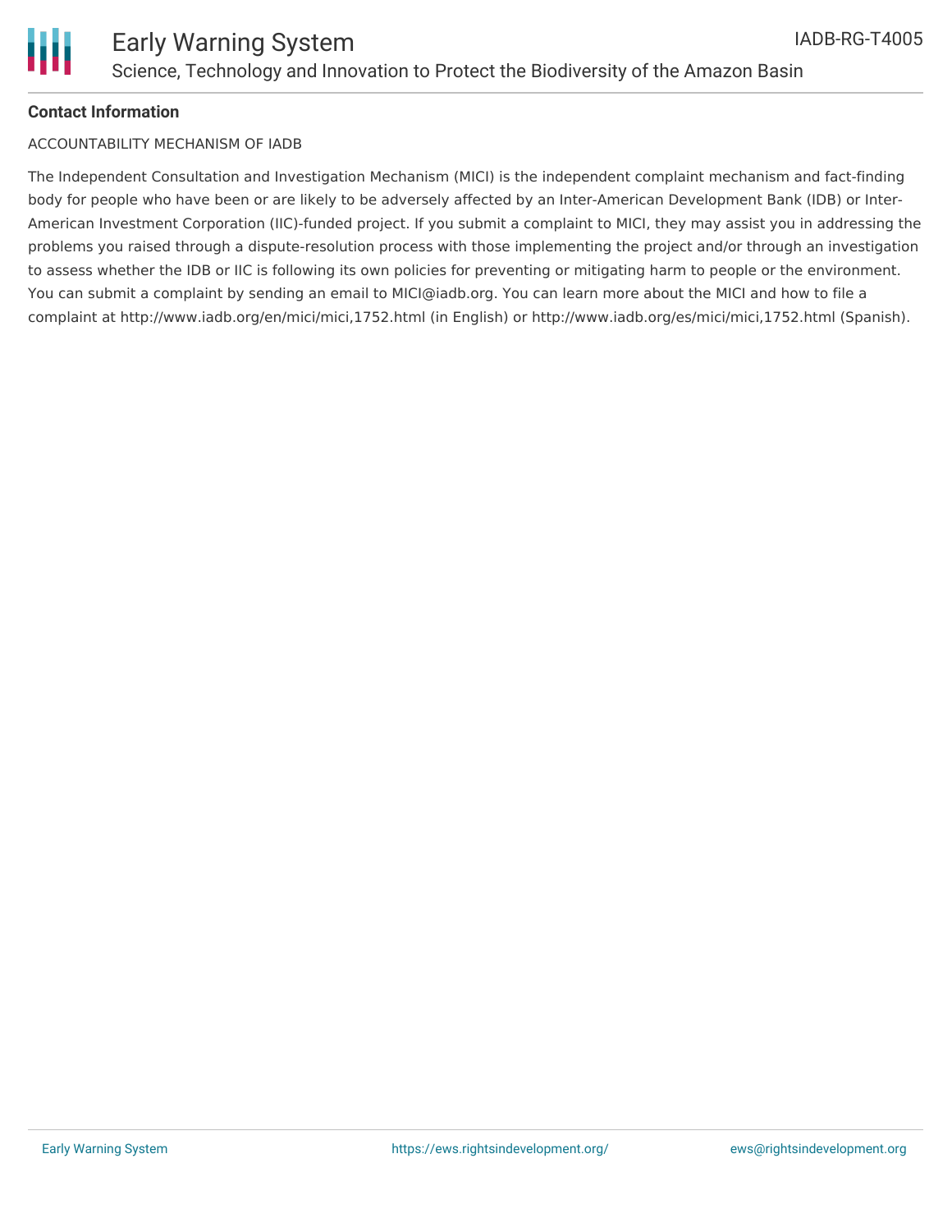**Contact Information**

ACCOUNTABILITY MECHANISM OF IADB

The Independent Consultation and Investigation Mechanism (MICI) is the independent complaint mechanism and fact-finding body for people who have been or are likely to be adversely affected by an Inter-American Development Bank (IDB) or Inter-American Investment Corporation (IIC)-funded project. If you submit a complaint to MICI, they may assist you in addressing the problems you raised through a dispute-resolution process with those implementing the project and/or through an investigation to assess whether the IDB or IIC is following its own policies for preventing or mitigating harm to people or the environment. You can submit a complaint by sending an email to MICI@iadb.org. You can learn more about the MICI and how to file a complaint at http://www.iadb.org/en/mici/mici,1752.html (in English) or http://www.iadb.org/es/mici/mici,1752.html (Spanish).